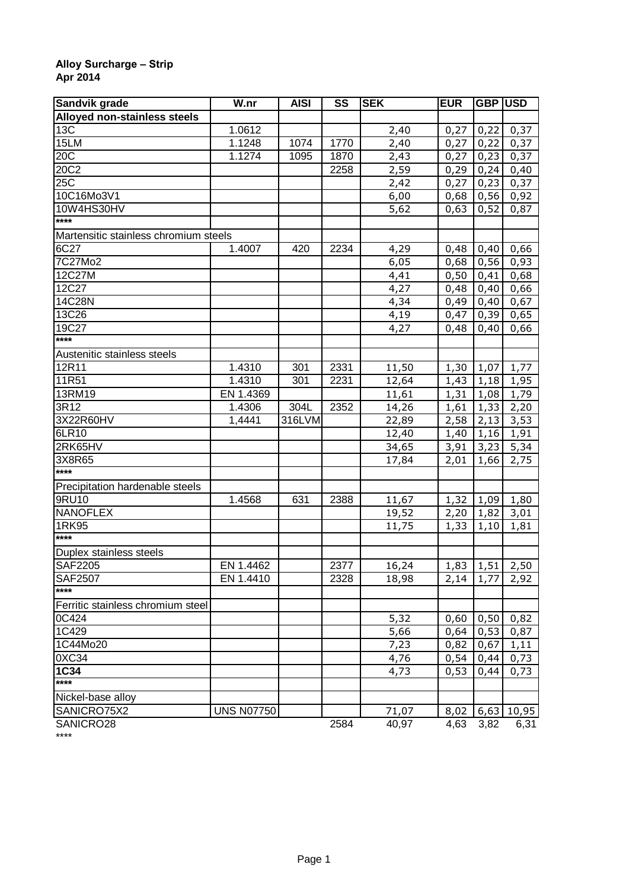**Alloy Surcharge – Strip**
**Apr 2014**

| Sandvik grade | W.nr | AISI | SS | SEK | EUR | GBP | USD |
|---|---|---|---|---|---|---|---|
| **Alloyed non-stainless steels** | | | | | | | |
| 13C | 1.0612 | | | 2,40 | 0,27 | 0,22 | 0,37 |
| 15LM | 1.1248 | 1074 | 1770 | 2,40 | 0,27 | 0,22 | 0,37 |
| 20C | 1.1274 | 1095 | 1870 | 2,43 | 0,27 | 0,23 | 0,37 |
| 20C2 | | | 2258 | 2,59 | 0,29 | 0,24 | 0,40 |
| 25C | | | | 2,42 | 0,27 | 0,23 | 0,37 |
| 10C16Mo3V1 | | | | 6,00 | 0,68 | 0,56 | 0,92 |
| 10W4HS30HV | | | | 5,62 | 0,63 | 0,52 | 0,87 |
| **** | | | | | | | |
| Martensitic stainless chromium steels | | | | | | | |
| 6C27 | 1.4007 | 420 | 2234 | 4,29 | 0,48 | 0,40 | 0,66 |
| 7C27Mo2 | | | | 6,05 | 0,68 | 0,56 | 0,93 |
| 12C27M | | | | 4,41 | 0,50 | 0,41 | 0,68 |
| 12C27 | | | | 4,27 | 0,48 | 0,40 | 0,66 |
| 14C28N | | | | 4,34 | 0,49 | 0,40 | 0,67 |
| 13C26 | | | | 4,19 | 0,47 | 0,39 | 0,65 |
| 19C27 | | | | 4,27 | 0,48 | 0,40 | 0,66 |
| **** | | | | | | | |
| Austenitic stainless steels | | | | | | | |
| 12R11 | 1.4310 | 301 | 2331 | 11,50 | 1,30 | 1,07 | 1,77 |
| 11R51 | 1.4310 | 301 | 2231 | 12,64 | 1,43 | 1,18 | 1,95 |
| 13RM19 | EN 1.4369 | | | 11,61 | 1,31 | 1,08 | 1,79 |
| 3R12 | 1.4306 | 304L | 2352 | 14,26 | 1,61 | 1,33 | 2,20 |
| 3X22R60HV | 1,4441 | 316LVM | | 22,89 | 2,58 | 2,13 | 3,53 |
| 6LR10 | | | | 12,40 | 1,40 | 1,16 | 1,91 |
| 2RK65HV | | | | 34,65 | 3,91 | 3,23 | 5,34 |
| 3X8R65 | | | | 17,84 | 2,01 | 1,66 | 2,75 |
| **** | | | | | | | |
| Precipitation hardenable steels | | | | | | | |
| 9RU10 | 1.4568 | 631 | 2388 | 11,67 | 1,32 | 1,09 | 1,80 |
| NANOFLEX | | | | 19,52 | 2,20 | 1,82 | 3,01 |
| 1RK95 | | | | 11,75 | 1,33 | 1,10 | 1,81 |
| **** | | | | | | | |
| Duplex stainless steels | | | | | | | |
| SAF2205 | EN 1.4462 | | 2377 | 16,24 | 1,83 | 1,51 | 2,50 |
| SAF2507 | EN 1.4410 | | 2328 | 18,98 | 2,14 | 1,77 | 2,92 |
| **** | | | | | | | |
| Ferritic stainless chromium steel | | | | | | | |
| 0C424 | | | | 5,32 | 0,60 | 0,50 | 0,82 |
| 1C429 | | | | 5,66 | 0,64 | 0,53 | 0,87 |
| 1C44Mo20 | | | | 7,23 | 0,82 | 0,67 | 1,11 |
| 0XC34 | | | | 4,76 | 0,54 | 0,44 | 0,73 |
| **1C34** | | | | 4,73 | 0,53 | 0,44 | 0,73 |
| **** | | | | | | | |
| Nickel-base alloy | | | | | | | |
| SANICRO75X2 | UNS N07750 | | | 71,07 | 8,02 | 6,63 | 10,95 |
| SANICRO28 | | | 2584 | 40,97 | 4,63 | 3,82 | 6,31 |
| **** | | | | | | | |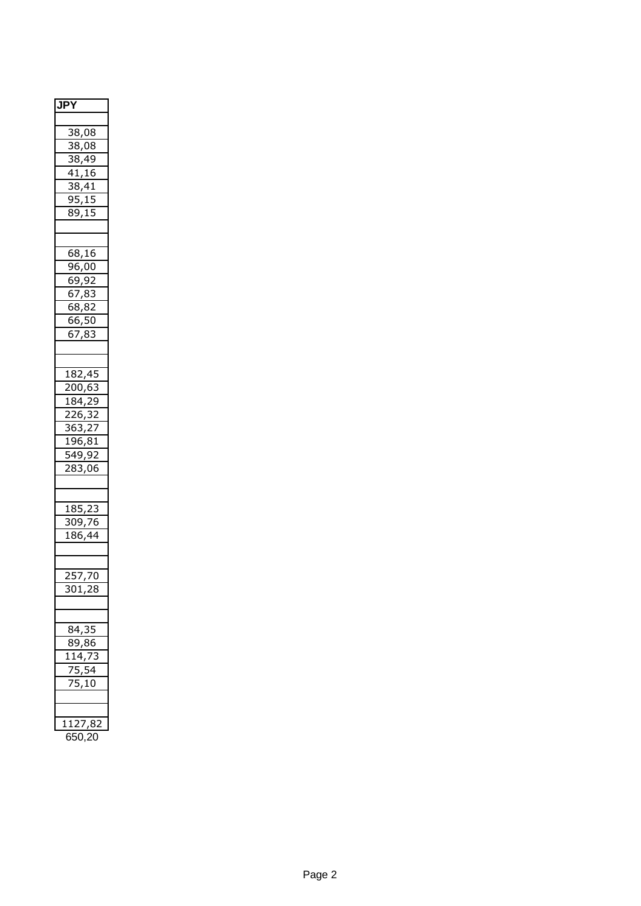| JPY |
| --- |
| |
| 38,08 |
| 38,08 |
| 38,49 |
| 41,16 |
| 38,41 |
| 95,15 |
| 89,15 |
| |
| |
| 68,16 |
| 96,00 |
| 69,92 |
| 67,83 |
| 68,82 |
| 66,50 |
| 67,83 |
| |
| |
| 182,45 |
| 200,63 |
| 184,29 |
| 226,32 |
| 363,27 |
| 196,81 |
| 549,92 |
| 283,06 |
| |
| |
| 185,23 |
| 309,76 |
| 186,44 |
| |
| |
| 257,70 |
| 301,28 |
| |
| |
| 84,35 |
| 89,86 |
| 114,73 |
| 75,54 |
| 75,10 |
| |
| |
| 1127,82 |
| 650,20 |